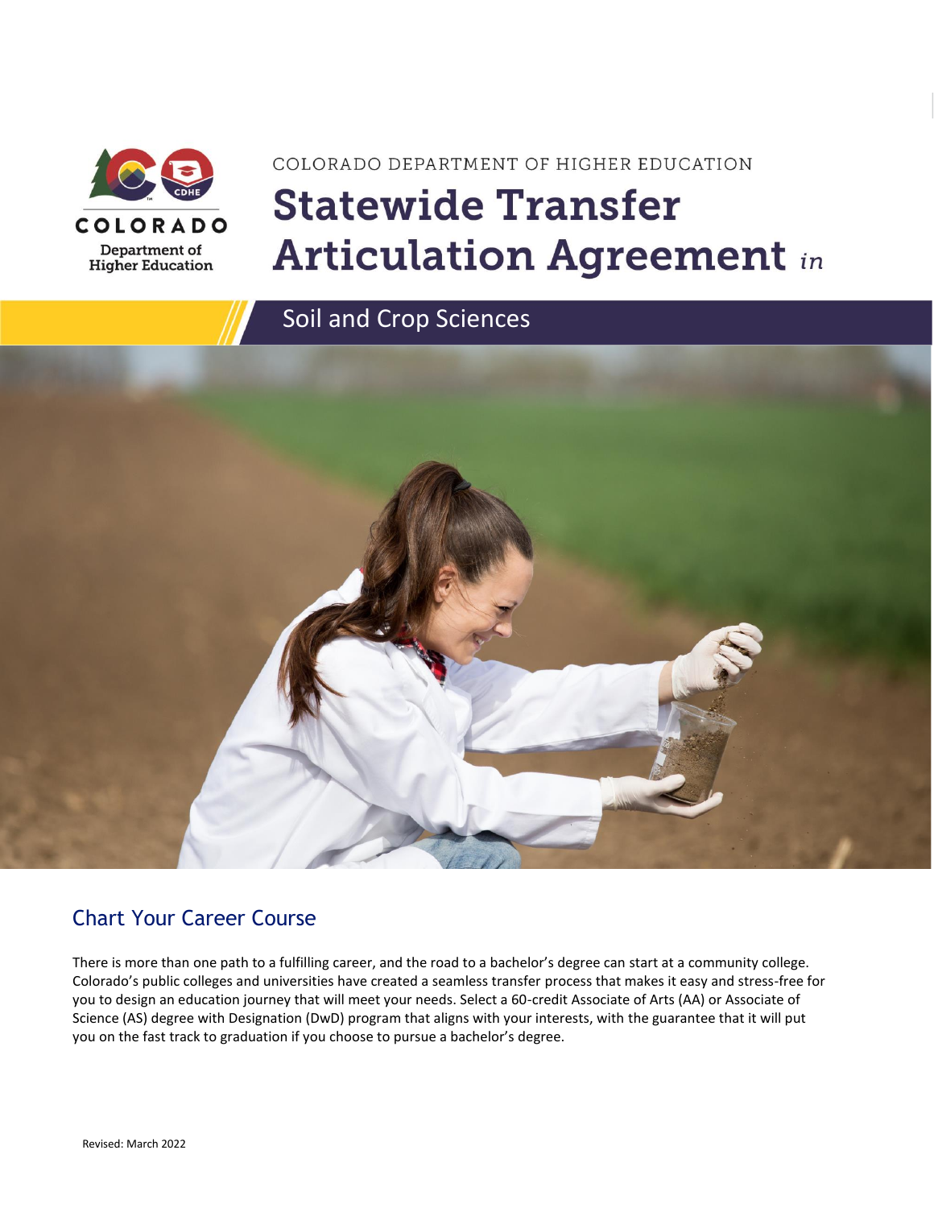COLORADO DEPARTMENT OF HIGHER EDUCATION

# Statewide Transfer Articulation Agreement *in*

## Soil and Crop Sciences

## Chart Your Career Course

There is more than one path to a fulfilling career, and the road to a bachelor's degree can start at a community college. Colorado's public colleges and universities have created a seamless transfer process that makes it easy and stress-free for you to design an education journey that will meet your needs. Select a 60-credit Associate of Arts (AA) or Associate of Science (AS) degree with Designation (DwD) program that aligns with your interests, with the guarantee that it will put you on the fast track to graduation if you choose to pursue a bachelor's degree.

Revised: March 2022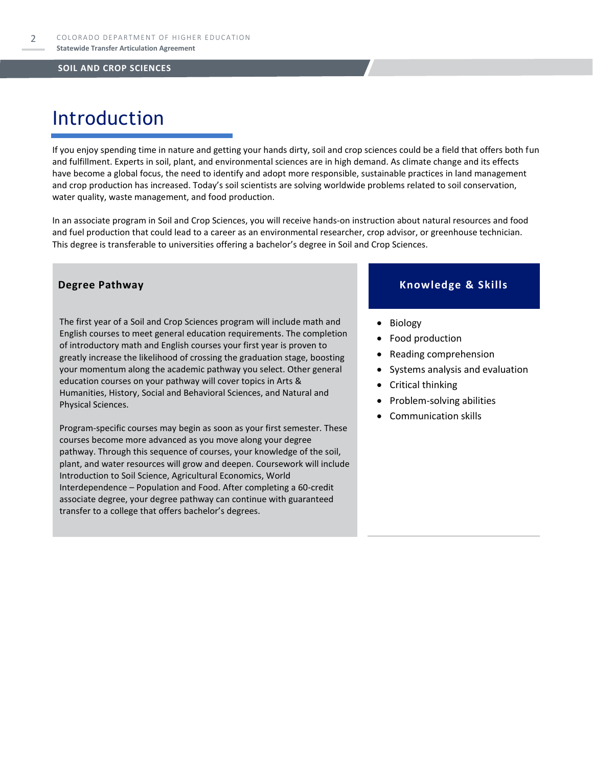# Introduction

If you enjoy spending time in nature and getting your hands dirty, soil and crop sciences could be a field that offers both fun and fulfillment. Experts in soil, plant, and environmental sciences are in high demand. As climate change and its effects have become a global focus, the need to identify and adopt more responsible, sustainable practices in land management and crop production has increased. Today's soil scientists are solving worldwide problems related to soil conservation, water quality, waste management, and food production.

In an associate program in Soil and Crop Sciences, you will receive hands-on instruction about natural resources and food and fuel production that could lead to a career as an environmental researcher, crop advisor, or greenhouse technician. This degree is transferable to universities offering a bachelor's degree in Soil and Crop Sciences.

## Degree Pathway

The first year of a Soil and Crop Sciences program will include math and English courses to meet general education requirements. The completion of introductory math and English courses your first year is proven to greatly increase the likelihood of crossing the graduation stage, boosting your momentum along the academic pathway you select. Other general education courses on your pathway will cover topics in Arts & Humanities, History, Social and Behavioral Sciences, and Natural and Physical Sciences.

Program-specific courses may begin as soon as your first semester. These courses become more advanced as you move along your degree pathway. Through this sequence of courses, your knowledge of the soil, plant, and water resources will grow and deepen. Coursework will include Introduction to Soil Science, Agricultural Economics, World Interdependence – Population and Food. After completing a 60-credit associate degree, your degree pathway can continue with guaranteed transfer to a college that offers bachelor's degrees.

## Knowledge & Skills

- Biology
- Food production
- Reading comprehension
- Systems analysis and evaluation
- Critical thinking
- Problem-solving abilities
- Communication skills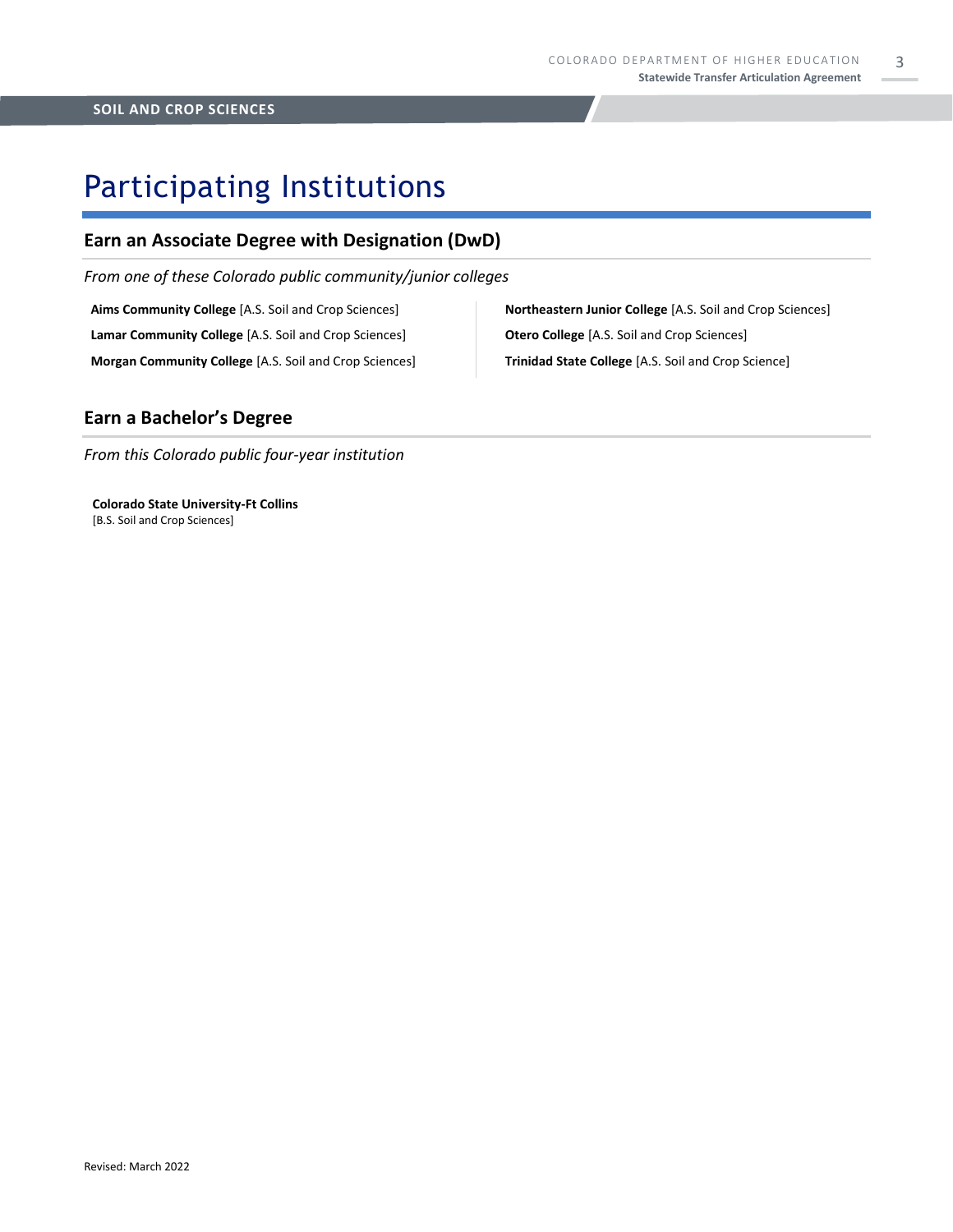# Participating Institutions

## Earn an Associate Degree with Designation (DwD)

*From one of these Colorado public community/junior colleges*

**Aims Community College** [A.S. Soil and Crop Sciences]

**Lamar Community College** [A.S. Soil and Crop Sciences]

**Morgan Community College** [A.S. Soil and Crop Sciences]

**Northeastern Junior College** [A.S. Soil and Crop Sciences]

**Otero College** [A.S. Soil and Crop Sciences]

**Trinidad State College** [A.S. Soil and Crop Science]

## Earn a Bachelor's Degree

*From this Colorado public four-year institution*

**Colorado State University-Ft Collins**
[B.S. Soil and Crop Sciences]

Revised: March 2022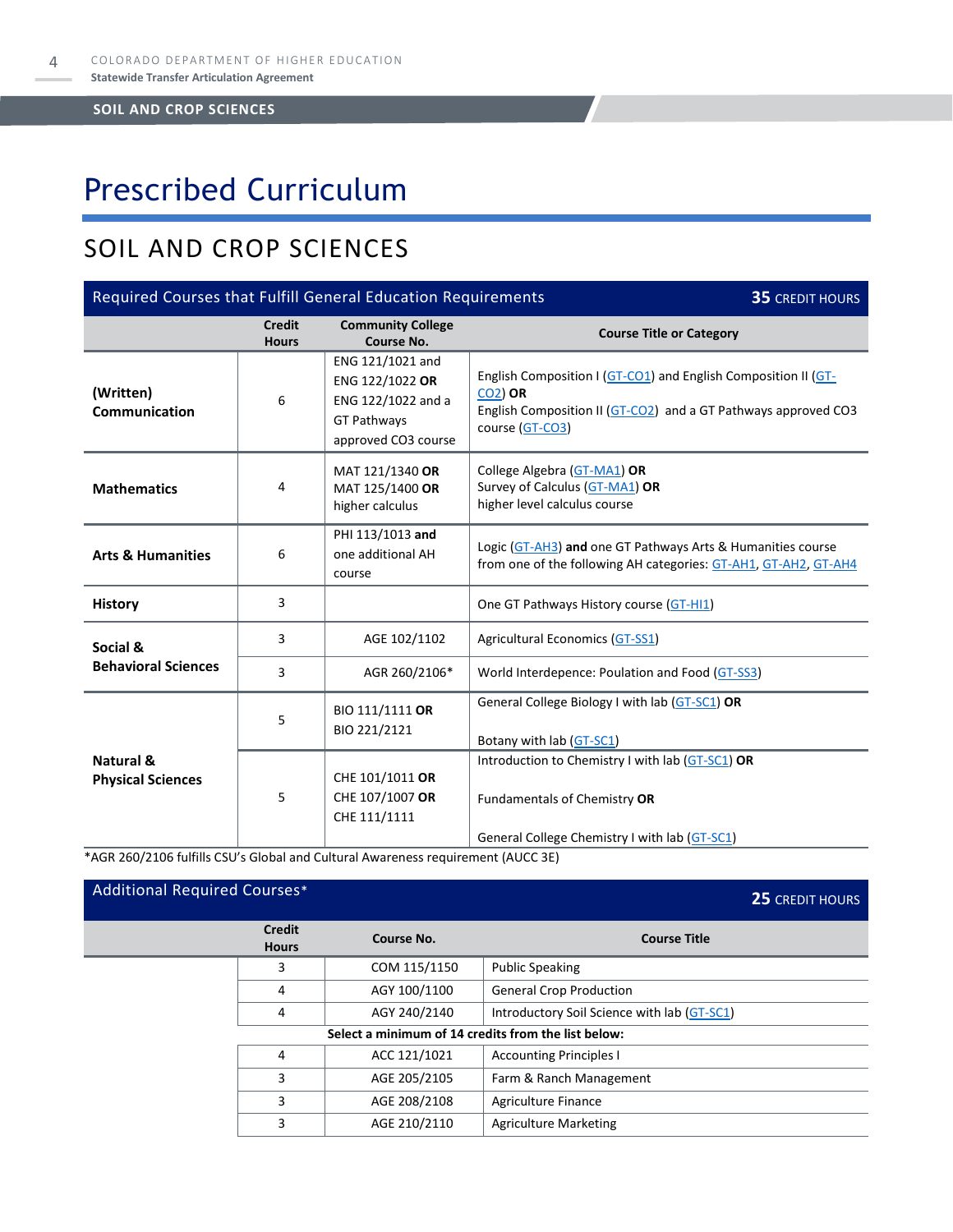# Prescribed Curriculum

## SOIL AND CROP SCIENCES

| Required Courses that Fulfill General Education Requirements | | | 35 CREDIT HOURS |
|---|---|---|---|
| | **Credit Hours** | **Community College Course No.** | **Course Title or Category** |
| **(Written) Communication** | 6 | ENG 121/1021 and ENG 122/1022 **OR** ENG 122/1022 and a GT Pathways approved CO3 course | English Composition I (GT-CO1) and English Composition II (GT-CO2) **OR** English Composition II (GT-CO2) and a GT Pathways approved CO3 course (GT-CO3) |
| **Mathematics** | 4 | MAT 121/1340 **OR** MAT 125/1400 **OR** higher calculus | College Algebra (GT-MA1) **OR** Survey of Calculus (GT-MA1) **OR** higher level calculus course |
| **Arts & Humanities** | 6 | PHI 113/1013 **and** one additional AH course | Logic (GT-AH3) **and** one GT Pathways Arts & Humanities course from one of the following AH categories: GT-AH1, GT-AH2, GT-AH4 |
| **History** | 3 | | One GT Pathways History course (GT-HI1) |
| **Social & Behavioral Sciences** | 3 | AGE 102/1102 | Agricultural Economics (GT-SS1) |
| | 3 | AGR 260/2106* | World Interdepence: Poulation and Food (GT-SS3) |
| **Natural & Physical Sciences** | 5 | BIO 111/1111 **OR** BIO 221/2121 | General College Biology I with lab (GT-SC1) **OR** Botany with lab (GT-SC1) |
| | 5 | CHE 101/1011 **OR** CHE 107/1007 **OR** CHE 111/1111 | Introduction to Chemistry I with lab (GT-SC1) **OR** Fundamentals of Chemistry **OR** General College Chemistry I with lab (GT-SC1) |

*AGR 260/2106 fulfills CSU's Global and Cultural Awareness requirement (AUCC 3E)

| Additional Required Courses* | | | 25 CREDIT HOURS |
|---|---|---|---|
| | **Credit Hours** | **Course No.** | **Course Title** |
| | 3 | COM 115/1150 | Public Speaking |
| | 4 | AGY 100/1100 | General Crop Production |
| | 4 | AGY 240/2140 | Introductory Soil Science with lab (GT-SC1) |
| | **Select a minimum of 14 credits from the list below:** | | |
| | 4 | ACC 121/1021 | Accounting Principles I |
| | 3 | AGE 205/2105 | Farm & Ranch Management |
| | 3 | AGE 208/2108 | Agriculture Finance |
| | 3 | AGE 210/2110 | Agriculture Marketing |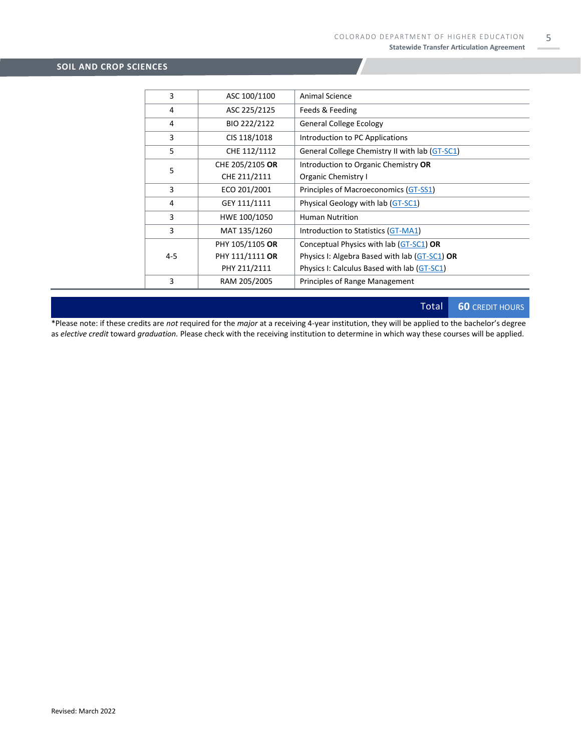## SOIL AND CROP SCIENCES

| | | |
|---|---|---|
| 3 | ASC 100/1100 | Animal Science |
| 4 | ASC 225/2125 | Feeds & Feeding |
| 4 | BIO 222/2122 | General College Ecology |
| 3 | CIS 118/1018 | Introduction to PC Applications |
| 5 | CHE 112/1112 | General College Chemistry II with lab (GT-SC1) |
| 5 | CHE 205/2105 **OR** CHE 211/2111 | Introduction to Organic Chemistry **OR** Organic Chemistry I |
| 3 | ECO 201/2001 | Principles of Macroeconomics (GT-SS1) |
| 4 | GEY 111/1111 | Physical Geology with lab (GT-SC1) |
| 3 | HWE 100/1050 | Human Nutrition |
| 3 | MAT 135/1260 | Introduction to Statistics (GT-MA1) |
| 4-5 | PHY 105/1105 **OR** PHY 111/1111 **OR** PHY 211/2111 | Conceptual Physics with lab (GT-SC1) **OR** Physics I: Algebra Based with lab (GT-SC1) **OR** Physics I: Calculus Based with lab (GT-SC1) |
| 3 | RAM 205/2005 | Principles of Range Management |

**Total 60 CREDIT HOURS**

*Please note: if these credits are *not* required for the *major* at a receiving 4-year institution, they will be applied to the bachelor's degree as *elective credit* toward *graduation.* Please check with the receiving institution to determine in which way these courses will be applied.

Revised: March 2022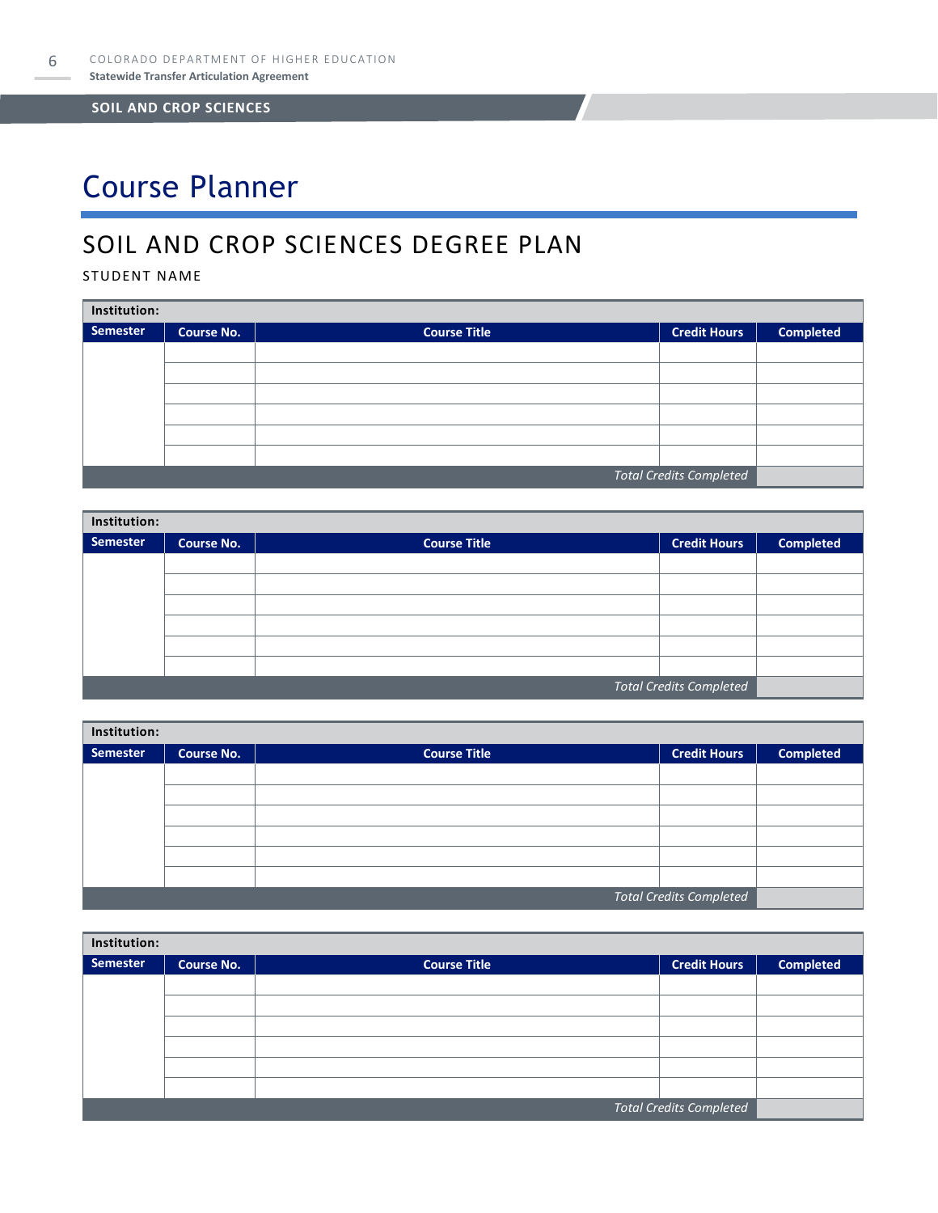# Course Planner

## SOIL AND CROP SCIENCES DEGREE PLAN

STUDENT NAME

| **Institution:** | | | | |
|---|---|---|---|---|
| **Semester** | **Course No.** | **Course Title** | **Credit Hours** | **Completed** |
| | | | | |
| | | | | |
| | | | | |
| | | | | |
| | | | | |
| | | | | |
| | | | *Total Credits Completed* | |

| **Institution:** | | | | |
|---|---|---|---|---|
| **Semester** | **Course No.** | **Course Title** | **Credit Hours** | **Completed** |
| | | | | |
| | | | | |
| | | | | |
| | | | | |
| | | | | |
| | | | | |
| | | | *Total Credits Completed* | |

| **Institution:** | | | | |
|---|---|---|---|---|
| **Semester** | **Course No.** | **Course Title** | **Credit Hours** | **Completed** |
| | | | | |
| | | | | |
| | | | | |
| | | | | |
| | | | | |
| | | | | |
| | | | *Total Credits Completed* | |

| **Institution:** | | | | |
|---|---|---|---|---|
| **Semester** | **Course No.** | **Course Title** | **Credit Hours** | **Completed** |
| | | | | |
| | | | | |
| | | | | |
| | | | | |
| | | | | |
| | | | | |
| | | | *Total Credits Completed* | |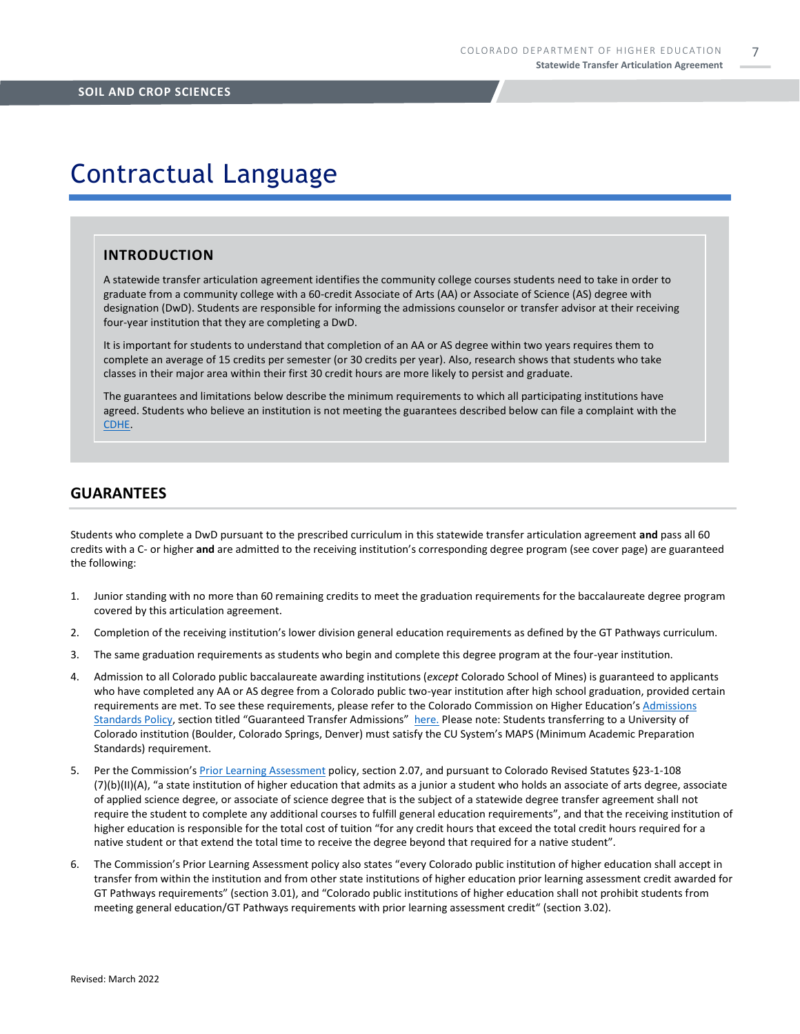# Contractual Language

## INTRODUCTION

A statewide transfer articulation agreement identifies the community college courses students need to take in order to graduate from a community college with a 60-credit Associate of Arts (AA) or Associate of Science (AS) degree with designation (DwD). Students are responsible for informing the admissions counselor or transfer advisor at their receiving four-year institution that they are completing a DwD.

It is important for students to understand that completion of an AA or AS degree within two years requires them to complete an average of 15 credits per semester (or 30 credits per year). Also, research shows that students who take classes in their major area within their first 30 credit hours are more likely to persist and graduate.

The guarantees and limitations below describe the minimum requirements to which all participating institutions have agreed. Students who believe an institution is not meeting the guarantees described below can file a complaint with the CDHE.

## GUARANTEES

Students who complete a DwD pursuant to the prescribed curriculum in this statewide transfer articulation agreement **and** pass all 60 credits with a C- or higher **and** are admitted to the receiving institution's corresponding degree program (see cover page) are guaranteed the following:

1. Junior standing with no more than 60 remaining credits to meet the graduation requirements for the baccalaureate degree program covered by this articulation agreement.
2. Completion of the receiving institution's lower division general education requirements as defined by the GT Pathways curriculum.
3. The same graduation requirements as students who begin and complete this degree program at the four-year institution.
4. Admission to all Colorado public baccalaureate awarding institutions (*except* Colorado School of Mines) is guaranteed to applicants who have completed any AA or AS degree from a Colorado public two-year institution after high school graduation, provided certain requirements are met. To see these requirements, please refer to the Colorado Commission on Higher Education's Admissions Standards Policy, section titled "Guaranteed Transfer Admissions" here. Please note: Students transferring to a University of Colorado institution (Boulder, Colorado Springs, Denver) must satisfy the CU System's MAPS (Minimum Academic Preparation Standards) requirement.
5. Per the Commission's Prior Learning Assessment policy, section 2.07, and pursuant to Colorado Revised Statutes §23-1-108 (7)(b)(II)(A), "a state institution of higher education that admits as a junior a student who holds an associate of arts degree, associate of applied science degree, or associate of science degree that is the subject of a statewide degree transfer agreement shall not require the student to complete any additional courses to fulfill general education requirements", and that the receiving institution of higher education is responsible for the total cost of tuition "for any credit hours that exceed the total credit hours required for a native student or that extend the total time to receive the degree beyond that required for a native student".
6. The Commission's Prior Learning Assessment policy also states "every Colorado public institution of higher education shall accept in transfer from within the institution and from other state institutions of higher education prior learning assessment credit awarded for GT Pathways requirements" (section 3.01), and "Colorado public institutions of higher education shall not prohibit students from meeting general education/GT Pathways requirements with prior learning assessment credit" (section 3.02).

Revised: March 2022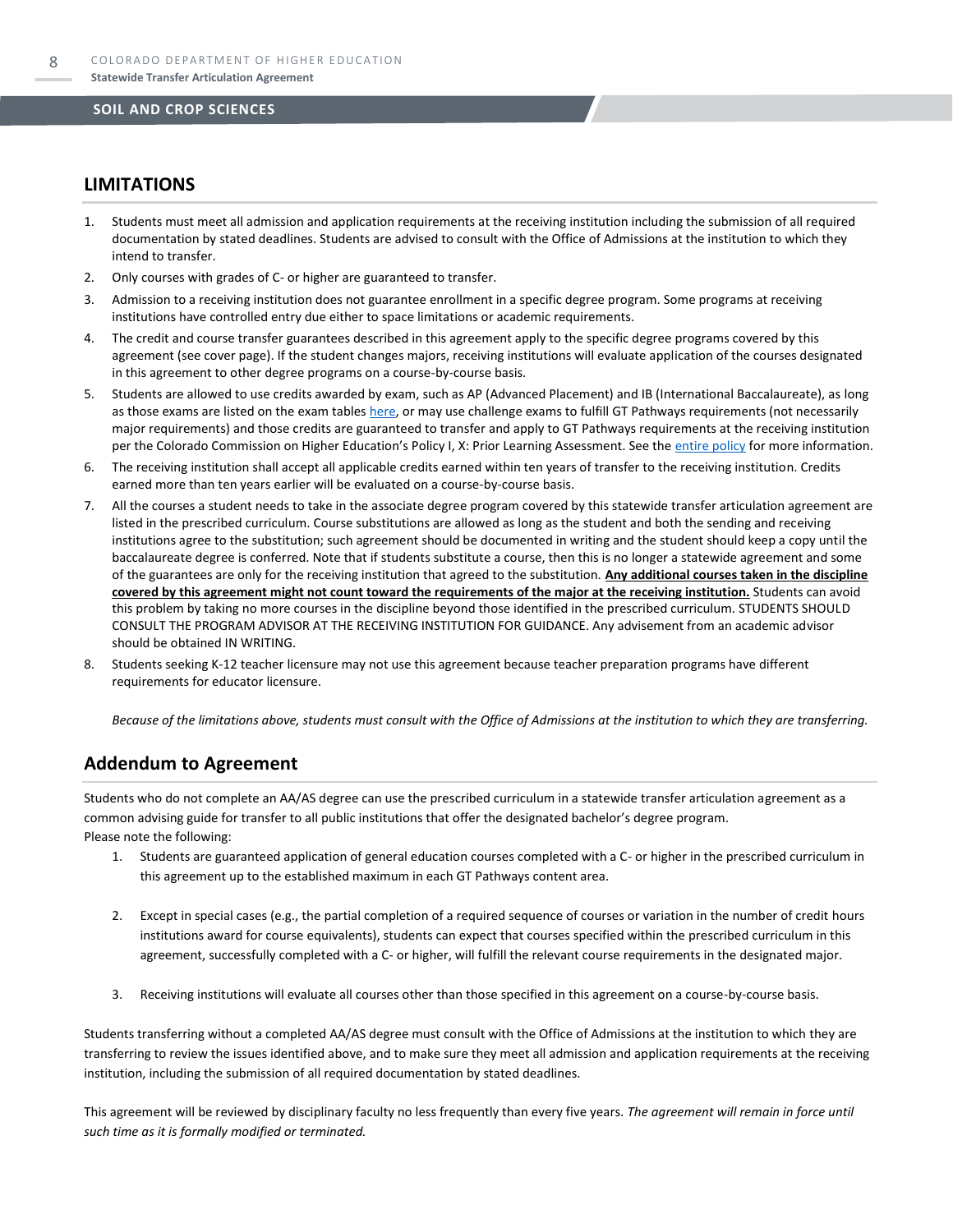## LIMITATIONS

1. Students must meet all admission and application requirements at the receiving institution including the submission of all required documentation by stated deadlines. Students are advised to consult with the Office of Admissions at the institution to which they intend to transfer.
2. Only courses with grades of C- or higher are guaranteed to transfer.
3. Admission to a receiving institution does not guarantee enrollment in a specific degree program. Some programs at receiving institutions have controlled entry due either to space limitations or academic requirements.
4. The credit and course transfer guarantees described in this agreement apply to the specific degree programs covered by this agreement (see cover page). If the student changes majors, receiving institutions will evaluate application of the courses designated in this agreement to other degree programs on a course-by-course basis.
5. Students are allowed to use credits awarded by exam, such as AP (Advanced Placement) and IB (International Baccalaureate), as long as those exams are listed on the exam tables here, or may use challenge exams to fulfill GT Pathways requirements (not necessarily major requirements) and those credits are guaranteed to transfer and apply to GT Pathways requirements at the receiving institution per the Colorado Commission on Higher Education's Policy I, X: Prior Learning Assessment. See the entire policy for more information.
6. The receiving institution shall accept all applicable credits earned within ten years of transfer to the receiving institution. Credits earned more than ten years earlier will be evaluated on a course-by-course basis.
7. All the courses a student needs to take in the associate degree program covered by this statewide transfer articulation agreement are listed in the prescribed curriculum. Course substitutions are allowed as long as the student and both the sending and receiving institutions agree to the substitution; such agreement should be documented in writing and the student should keep a copy until the baccalaureate degree is conferred. Note that if students substitute a course, then this is no longer a statewide agreement and some of the guarantees are only for the receiving institution that agreed to the substitution. **Any additional courses taken in the discipline covered by this agreement might not count toward the requirements of the major at the receiving institution.** Students can avoid this problem by taking no more courses in the discipline beyond those identified in the prescribed curriculum. STUDENTS SHOULD CONSULT THE PROGRAM ADVISOR AT THE RECEIVING INSTITUTION FOR GUIDANCE. Any advisement from an academic advisor should be obtained IN WRITING.
8. Students seeking K-12 teacher licensure may not use this agreement because teacher preparation programs have different requirements for educator licensure.

*Because of the limitations above, students must consult with the Office of Admissions at the institution to which they are transferring.*

## Addendum to Agreement

Students who do not complete an AA/AS degree can use the prescribed curriculum in a statewide transfer articulation agreement as a common advising guide for transfer to all public institutions that offer the designated bachelor's degree program.
Please note the following:

1. Students are guaranteed application of general education courses completed with a C- or higher in the prescribed curriculum in this agreement up to the established maximum in each GT Pathways content area.
2. Except in special cases (e.g., the partial completion of a required sequence of courses or variation in the number of credit hours institutions award for course equivalents), students can expect that courses specified within the prescribed curriculum in this agreement, successfully completed with a C- or higher, will fulfill the relevant course requirements in the designated major.
3. Receiving institutions will evaluate all courses other than those specified in this agreement on a course-by-course basis.

Students transferring without a completed AA/AS degree must consult with the Office of Admissions at the institution to which they are transferring to review the issues identified above, and to make sure they meet all admission and application requirements at the receiving institution, including the submission of all required documentation by stated deadlines.

This agreement will be reviewed by disciplinary faculty no less frequently than every five years. *The agreement will remain in force until such time as it is formally modified or terminated.*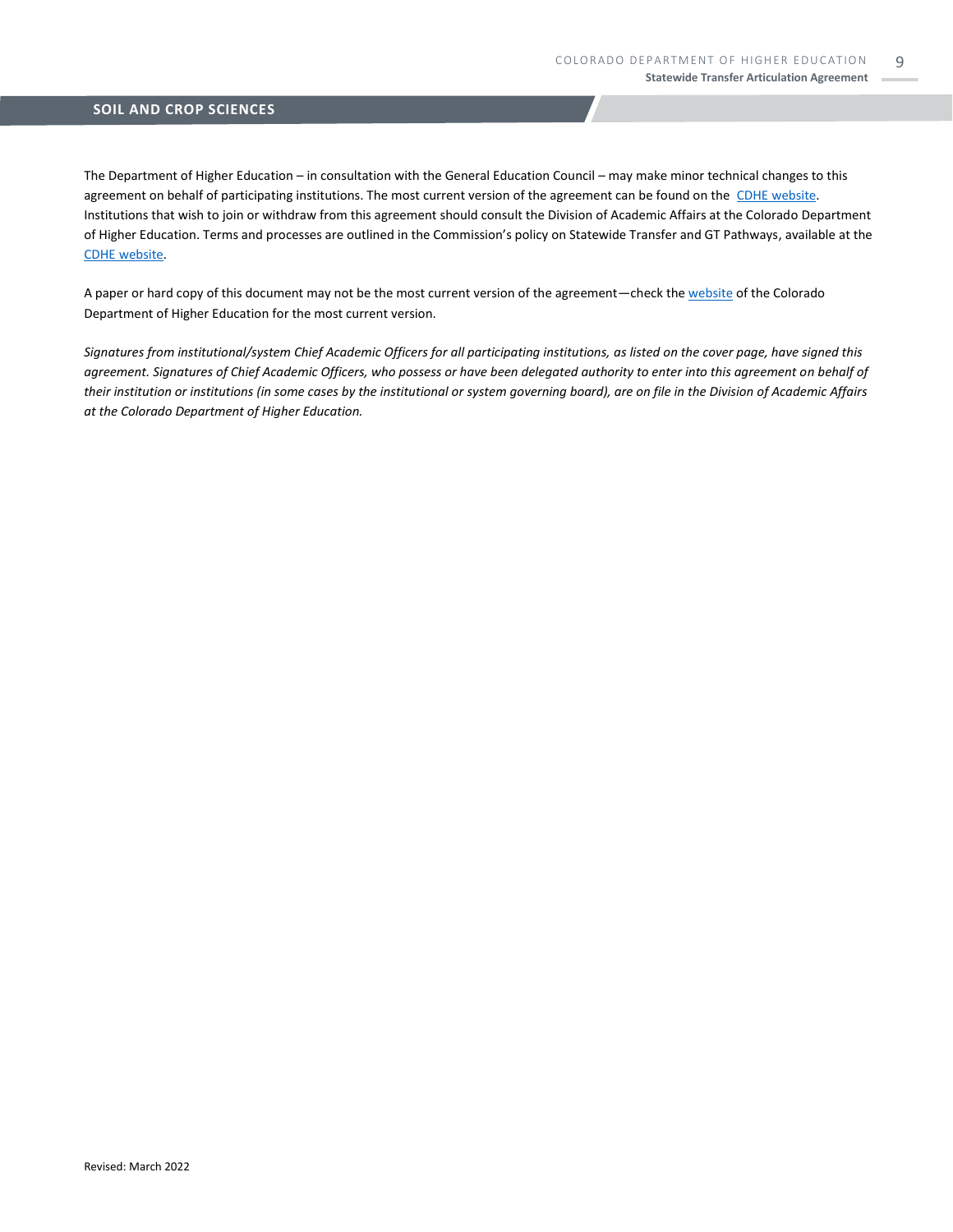The Department of Higher Education – in consultation with the General Education Council – may make minor technical changes to this agreement on behalf of participating institutions. The most current version of the agreement can be found on the [CDHE website](). Institutions that wish to join or withdraw from this agreement should consult the Division of Academic Affairs at the Colorado Department of Higher Education. Terms and processes are outlined in the Commission's policy on Statewide Transfer and GT Pathways, available at the [CDHE website]().

A paper or hard copy of this document may not be the most current version of the agreement—check the [website]() of the Colorado Department of Higher Education for the most current version.

*Signatures from institutional/system Chief Academic Officers for all participating institutions, as listed on the cover page, have signed this agreement. Signatures of Chief Academic Officers, who possess or have been delegated authority to enter into this agreement on behalf of their institution or institutions (in some cases by the institutional or system governing board), are on file in the Division of Academic Affairs at the Colorado Department of Higher Education.*

Revised: March 2022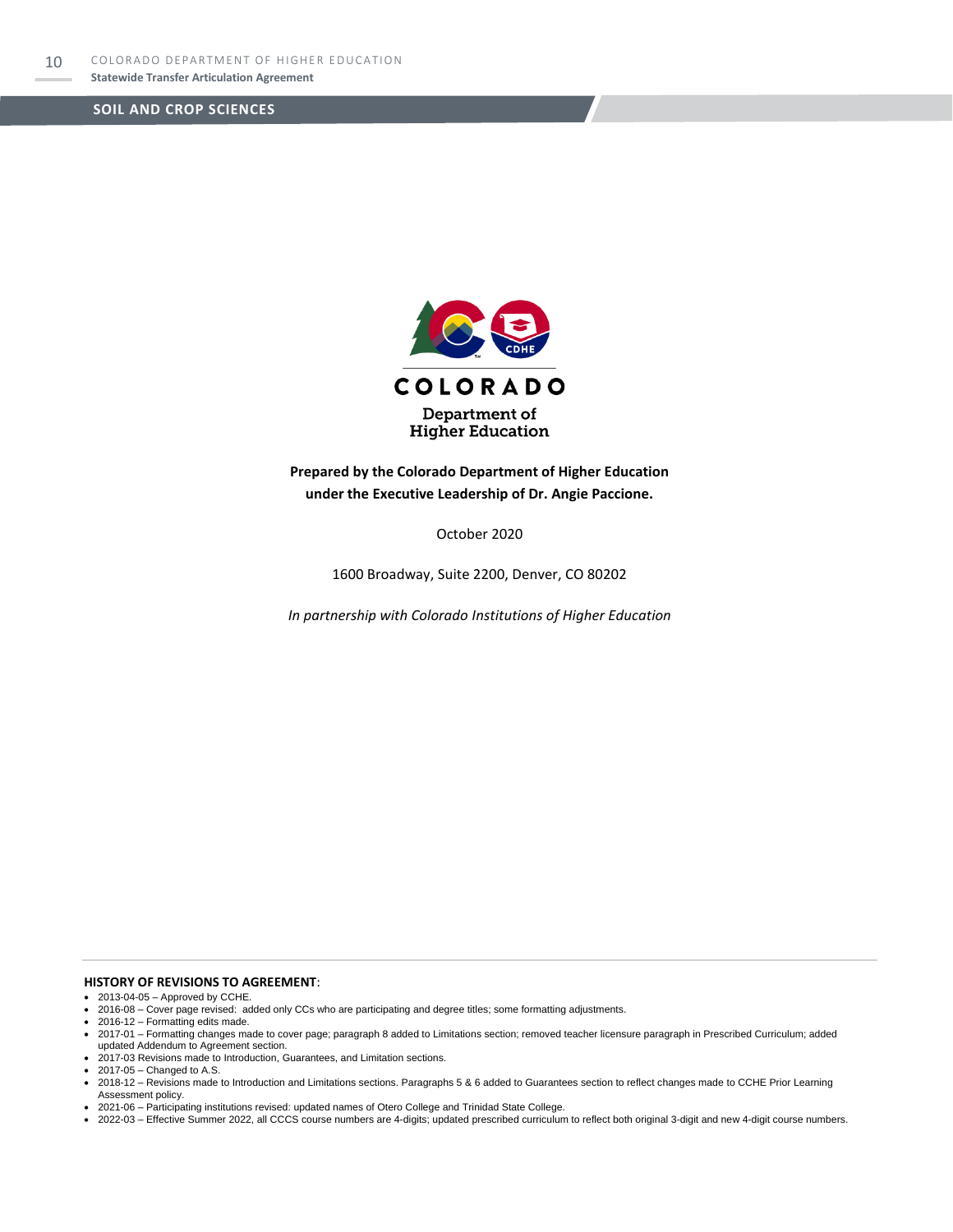## SOIL AND CROP SCIENCES

COLORADO

Department of Higher Education

**Prepared by the Colorado Department of Higher Education under the Executive Leadership of Dr. Angie Paccione.**

October 2020

1600 Broadway, Suite 2200, Denver, CO 80202

*In partnership with Colorado Institutions of Higher Education*

**HISTORY OF REVISIONS TO AGREEMENT**:

- 2013-04-05 – Approved by CCHE.
- 2016-08 – Cover page revised: added only CCs who are participating and degree titles; some formatting adjustments.
- 2016-12 – Formatting edits made.
- 2017-01 – Formatting changes made to cover page; paragraph 8 added to Limitations section; removed teacher licensure paragraph in Prescribed Curriculum; added updated Addendum to Agreement section.
- 2017-03 Revisions made to Introduction, Guarantees, and Limitation sections.
- 2017-05 – Changed to A.S.
- 2018-12 – Revisions made to Introduction and Limitations sections. Paragraphs 5 & 6 added to Guarantees section to reflect changes made to CCHE Prior Learning Assessment policy.
- 2021-06 – Participating institutions revised: updated names of Otero College and Trinidad State College.
- 2022-03 – Effective Summer 2022, all CCCS course numbers are 4-digits; updated prescribed curriculum to reflect both original 3-digit and new 4-digit course numbers.